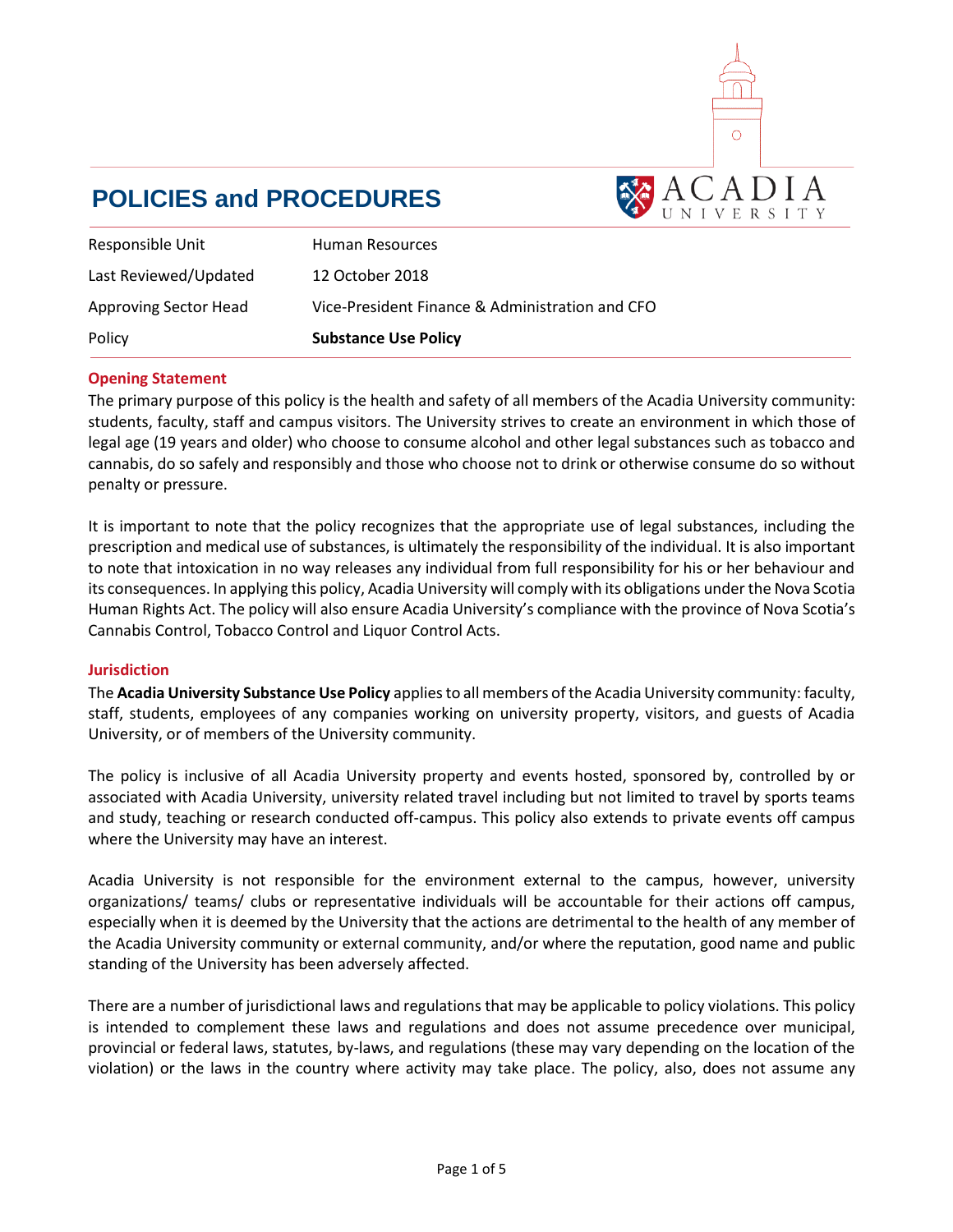# POLICIES and PROCEDURES

| | |
|---|---|
| Responsible Unit | Human Resources |
| Last Reviewed/Updated | 12 October 2018 |
| Approving Sector Head | Vice-President Finance & Administration and CFO |
| Policy | **Substance Use Policy** |

## Opening Statement

The primary purpose of this policy is the health and safety of all members of the Acadia University community: students, faculty, staff and campus visitors. The University strives to create an environment in which those of legal age (19 years and older) who choose to consume alcohol and other legal substances such as tobacco and cannabis, do so safely and responsibly and those who choose not to drink or otherwise consume do so without penalty or pressure.

It is important to note that the policy recognizes that the appropriate use of legal substances, including the prescription and medical use of substances, is ultimately the responsibility of the individual. It is also important to note that intoxication in no way releases any individual from full responsibility for his or her behaviour and its consequences. In applying this policy, Acadia University will comply with its obligations under the Nova Scotia Human Rights Act. The policy will also ensure Acadia University's compliance with the province of Nova Scotia's Cannabis Control, Tobacco Control and Liquor Control Acts.

## Jurisdiction

The **Acadia University Substance Use Policy** applies to all members of the Acadia University community: faculty, staff, students, employees of any companies working on university property, visitors, and guests of Acadia University, or of members of the University community.

The policy is inclusive of all Acadia University property and events hosted, sponsored by, controlled by or associated with Acadia University, university related travel including but not limited to travel by sports teams and study, teaching or research conducted off-campus. This policy also extends to private events off campus where the University may have an interest.

Acadia University is not responsible for the environment external to the campus, however, university organizations/ teams/ clubs or representative individuals will be accountable for their actions off campus, especially when it is deemed by the University that the actions are detrimental to the health of any member of the Acadia University community or external community, and/or where the reputation, good name and public standing of the University has been adversely affected.

There are a number of jurisdictional laws and regulations that may be applicable to policy violations. This policy is intended to complement these laws and regulations and does not assume precedence over municipal, provincial or federal laws, statutes, by-laws, and regulations (these may vary depending on the location of the violation) or the laws in the country where activity may take place. The policy, also, does not assume any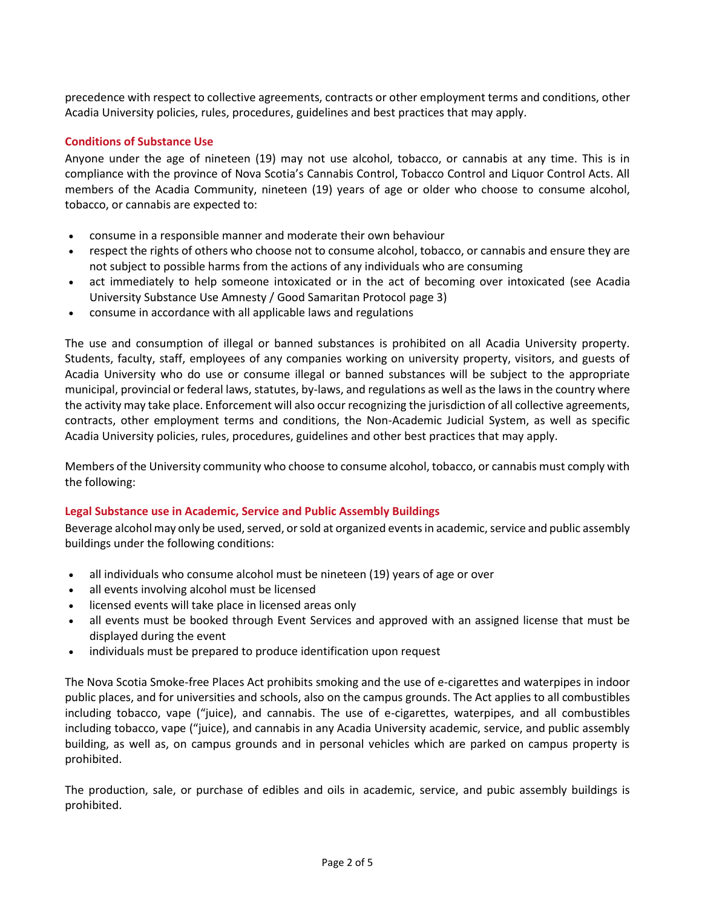precedence with respect to collective agreements, contracts or other employment terms and conditions, other Acadia University policies, rules, procedures, guidelines and best practices that may apply.

### Conditions of Substance Use

Anyone under the age of nineteen (19) may not use alcohol, tobacco, or cannabis at any time. This is in compliance with the province of Nova Scotia's Cannabis Control, Tobacco Control and Liquor Control Acts. All members of the Acadia Community, nineteen (19) years of age or older who choose to consume alcohol, tobacco, or cannabis are expected to:

- consume in a responsible manner and moderate their own behaviour
- respect the rights of others who choose not to consume alcohol, tobacco, or cannabis and ensure they are not subject to possible harms from the actions of any individuals who are consuming
- act immediately to help someone intoxicated or in the act of becoming over intoxicated (see Acadia University Substance Use Amnesty / Good Samaritan Protocol page 3)
- consume in accordance with all applicable laws and regulations

The use and consumption of illegal or banned substances is prohibited on all Acadia University property. Students, faculty, staff, employees of any companies working on university property, visitors, and guests of Acadia University who do use or consume illegal or banned substances will be subject to the appropriate municipal, provincial or federal laws, statutes, by-laws, and regulations as well as the laws in the country where the activity may take place. Enforcement will also occur recognizing the jurisdiction of all collective agreements, contracts, other employment terms and conditions, the Non-Academic Judicial System, as well as specific Acadia University policies, rules, procedures, guidelines and other best practices that may apply.

Members of the University community who choose to consume alcohol, tobacco, or cannabis must comply with the following:

### Legal Substance use in Academic, Service and Public Assembly Buildings

Beverage alcohol may only be used, served, or sold at organized events in academic, service and public assembly buildings under the following conditions:

- all individuals who consume alcohol must be nineteen (19) years of age or over
- all events involving alcohol must be licensed
- licensed events will take place in licensed areas only
- all events must be booked through Event Services and approved with an assigned license that must be displayed during the event
- individuals must be prepared to produce identification upon request

The Nova Scotia Smoke-free Places Act prohibits smoking and the use of e-cigarettes and waterpipes in indoor public places, and for universities and schools, also on the campus grounds. The Act applies to all combustibles including tobacco, vape ("juice), and cannabis. The use of e-cigarettes, waterpipes, and all combustibles including tobacco, vape ("juice), and cannabis in any Acadia University academic, service, and public assembly building, as well as, on campus grounds and in personal vehicles which are parked on campus property is prohibited.

The production, sale, or purchase of edibles and oils in academic, service, and pubic assembly buildings is prohibited.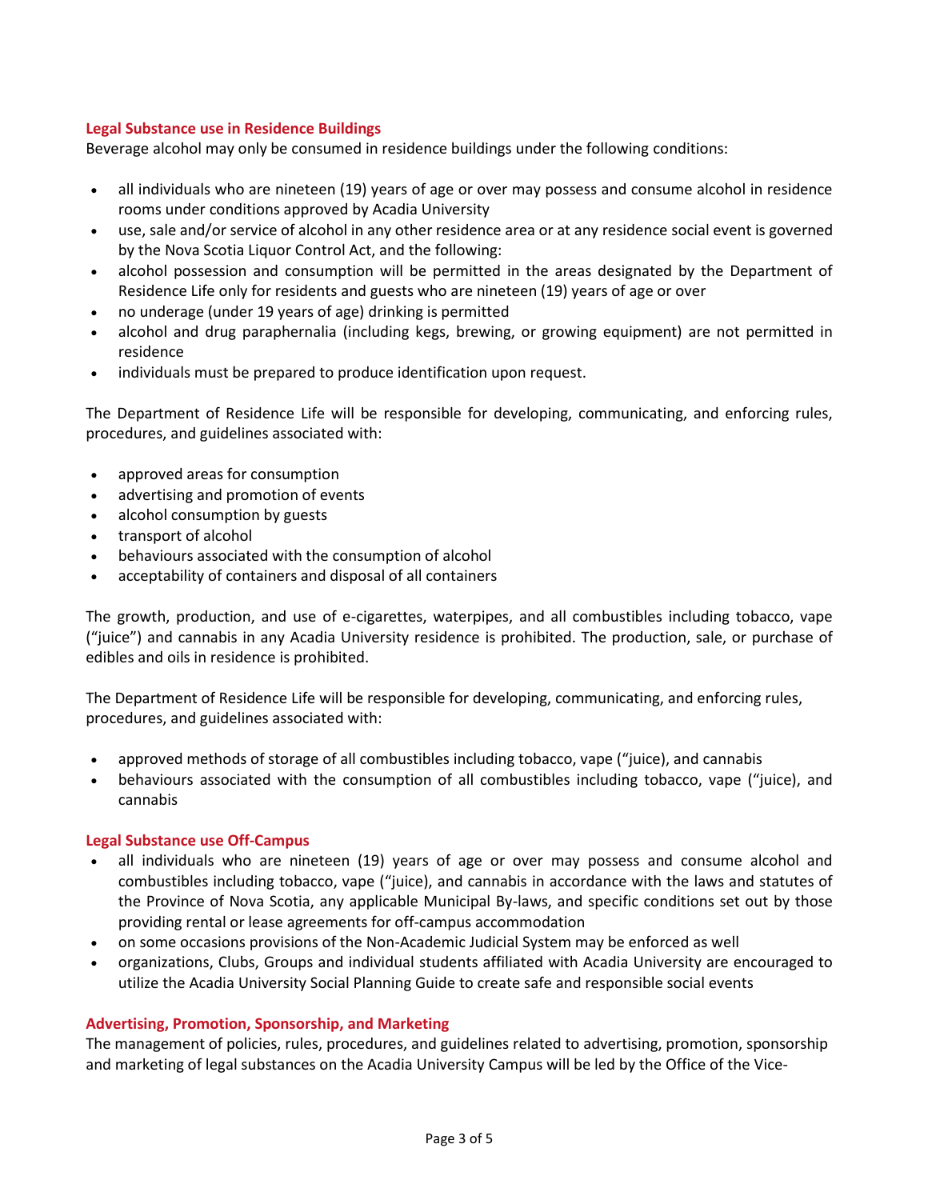### Legal Substance use in Residence Buildings

Beverage alcohol may only be consumed in residence buildings under the following conditions:

- all individuals who are nineteen (19) years of age or over may possess and consume alcohol in residence rooms under conditions approved by Acadia University
- use, sale and/or service of alcohol in any other residence area or at any residence social event is governed by the Nova Scotia Liquor Control Act, and the following:
- alcohol possession and consumption will be permitted in the areas designated by the Department of Residence Life only for residents and guests who are nineteen (19) years of age or over
- no underage (under 19 years of age) drinking is permitted
- alcohol and drug paraphernalia (including kegs, brewing, or growing equipment) are not permitted in residence
- individuals must be prepared to produce identification upon request.

The Department of Residence Life will be responsible for developing, communicating, and enforcing rules, procedures, and guidelines associated with:

- approved areas for consumption
- advertising and promotion of events
- alcohol consumption by guests
- transport of alcohol
- behaviours associated with the consumption of alcohol
- acceptability of containers and disposal of all containers

The growth, production, and use of e-cigarettes, waterpipes, and all combustibles including tobacco, vape ("juice") and cannabis in any Acadia University residence is prohibited. The production, sale, or purchase of edibles and oils in residence is prohibited.

The Department of Residence Life will be responsible for developing, communicating, and enforcing rules, procedures, and guidelines associated with:

- approved methods of storage of all combustibles including tobacco, vape ("juice), and cannabis
- behaviours associated with the consumption of all combustibles including tobacco, vape ("juice), and cannabis

### Legal Substance use Off-Campus

- all individuals who are nineteen (19) years of age or over may possess and consume alcohol and combustibles including tobacco, vape ("juice), and cannabis in accordance with the laws and statutes of the Province of Nova Scotia, any applicable Municipal By-laws, and specific conditions set out by those providing rental or lease agreements for off-campus accommodation
- on some occasions provisions of the Non-Academic Judicial System may be enforced as well
- organizations, Clubs, Groups and individual students affiliated with Acadia University are encouraged to utilize the Acadia University Social Planning Guide to create safe and responsible social events

### Advertising, Promotion, Sponsorship, and Marketing

The management of policies, rules, procedures, and guidelines related to advertising, promotion, sponsorship and marketing of legal substances on the Acadia University Campus will be led by the Office of the Vice-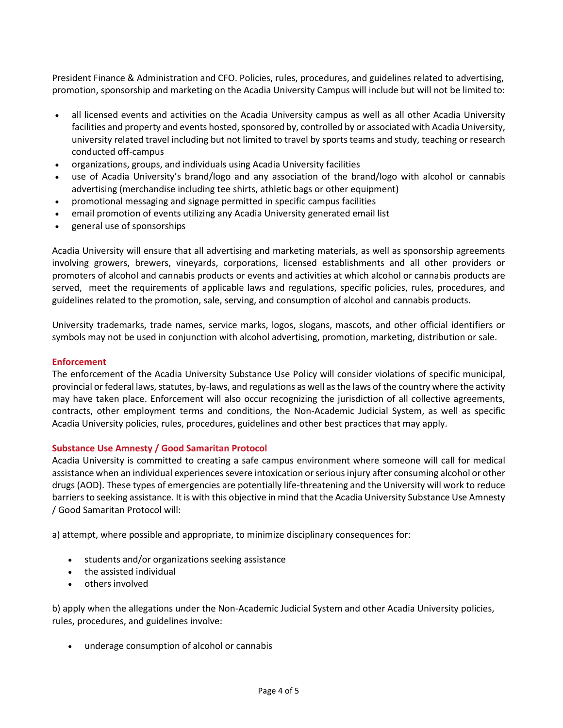President Finance & Administration and CFO. Policies, rules, procedures, and guidelines related to advertising, promotion, sponsorship and marketing on the Acadia University Campus will include but will not be limited to:

- all licensed events and activities on the Acadia University campus as well as all other Acadia University facilities and property and events hosted, sponsored by, controlled by or associated with Acadia University, university related travel including but not limited to travel by sports teams and study, teaching or research conducted off-campus
- organizations, groups, and individuals using Acadia University facilities
- use of Acadia University's brand/logo and any association of the brand/logo with alcohol or cannabis advertising (merchandise including tee shirts, athletic bags or other equipment)
- promotional messaging and signage permitted in specific campus facilities
- email promotion of events utilizing any Acadia University generated email list
- general use of sponsorships

Acadia University will ensure that all advertising and marketing materials, as well as sponsorship agreements involving growers, brewers, vineyards, corporations, licensed establishments and all other providers or promoters of alcohol and cannabis products or events and activities at which alcohol or cannabis products are served, meet the requirements of applicable laws and regulations, specific policies, rules, procedures, and guidelines related to the promotion, sale, serving, and consumption of alcohol and cannabis products.

University trademarks, trade names, service marks, logos, slogans, mascots, and other official identifiers or symbols may not be used in conjunction with alcohol advertising, promotion, marketing, distribution or sale.

### Enforcement

The enforcement of the Acadia University Substance Use Policy will consider violations of specific municipal, provincial or federal laws, statutes, by-laws, and regulations as well as the laws of the country where the activity may have taken place. Enforcement will also occur recognizing the jurisdiction of all collective agreements, contracts, other employment terms and conditions, the Non-Academic Judicial System, as well as specific Acadia University policies, rules, procedures, guidelines and other best practices that may apply.

### Substance Use Amnesty / Good Samaritan Protocol

Acadia University is committed to creating a safe campus environment where someone will call for medical assistance when an individual experiences severe intoxication or serious injury after consuming alcohol or other drugs (AOD). These types of emergencies are potentially life-threatening and the University will work to reduce barriers to seeking assistance. It is with this objective in mind that the Acadia University Substance Use Amnesty / Good Samaritan Protocol will:

a) attempt, where possible and appropriate, to minimize disciplinary consequences for:

- students and/or organizations seeking assistance
- the assisted individual
- others involved

b) apply when the allegations under the Non-Academic Judicial System and other Acadia University policies, rules, procedures, and guidelines involve:

- underage consumption of alcohol or cannabis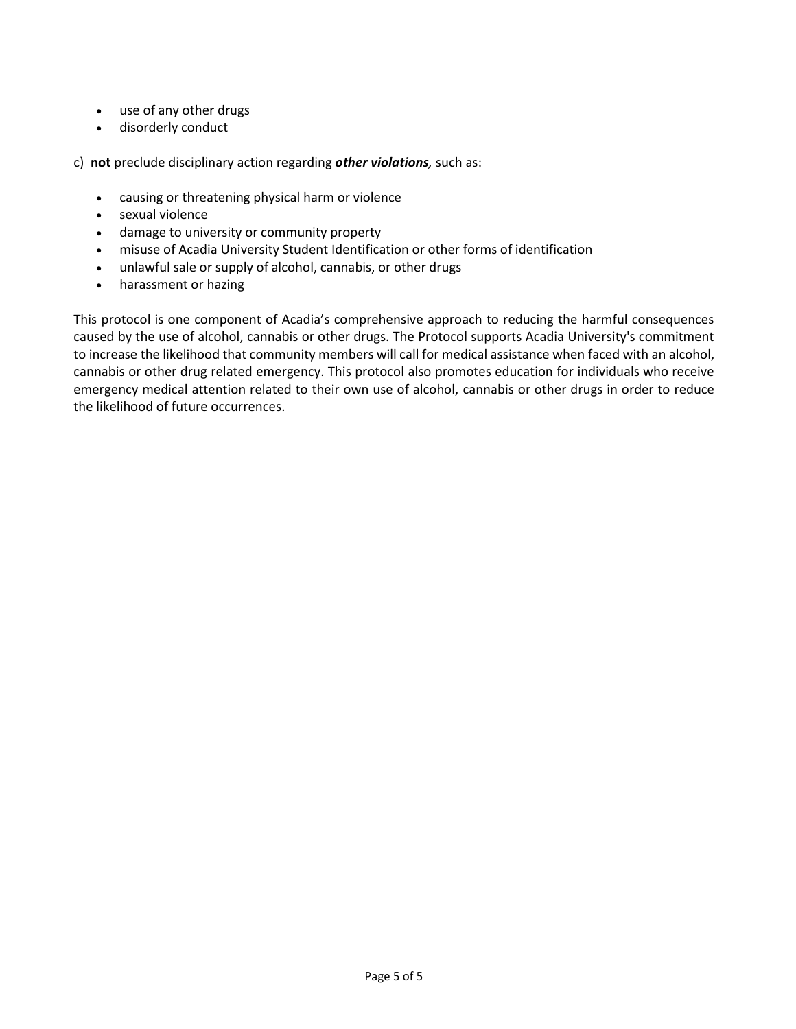- use of any other drugs
- disorderly conduct

c) **not** preclude disciplinary action regarding ***other violations,*** such as:

- causing or threatening physical harm or violence
- sexual violence
- damage to university or community property
- misuse of Acadia University Student Identification or other forms of identification
- unlawful sale or supply of alcohol, cannabis, or other drugs
- harassment or hazing

This protocol is one component of Acadia's comprehensive approach to reducing the harmful consequences caused by the use of alcohol, cannabis or other drugs. The Protocol supports Acadia University's commitment to increase the likelihood that community members will call for medical assistance when faced with an alcohol, cannabis or other drug related emergency. This protocol also promotes education for individuals who receive emergency medical attention related to their own use of alcohol, cannabis or other drugs in order to reduce the likelihood of future occurrences.